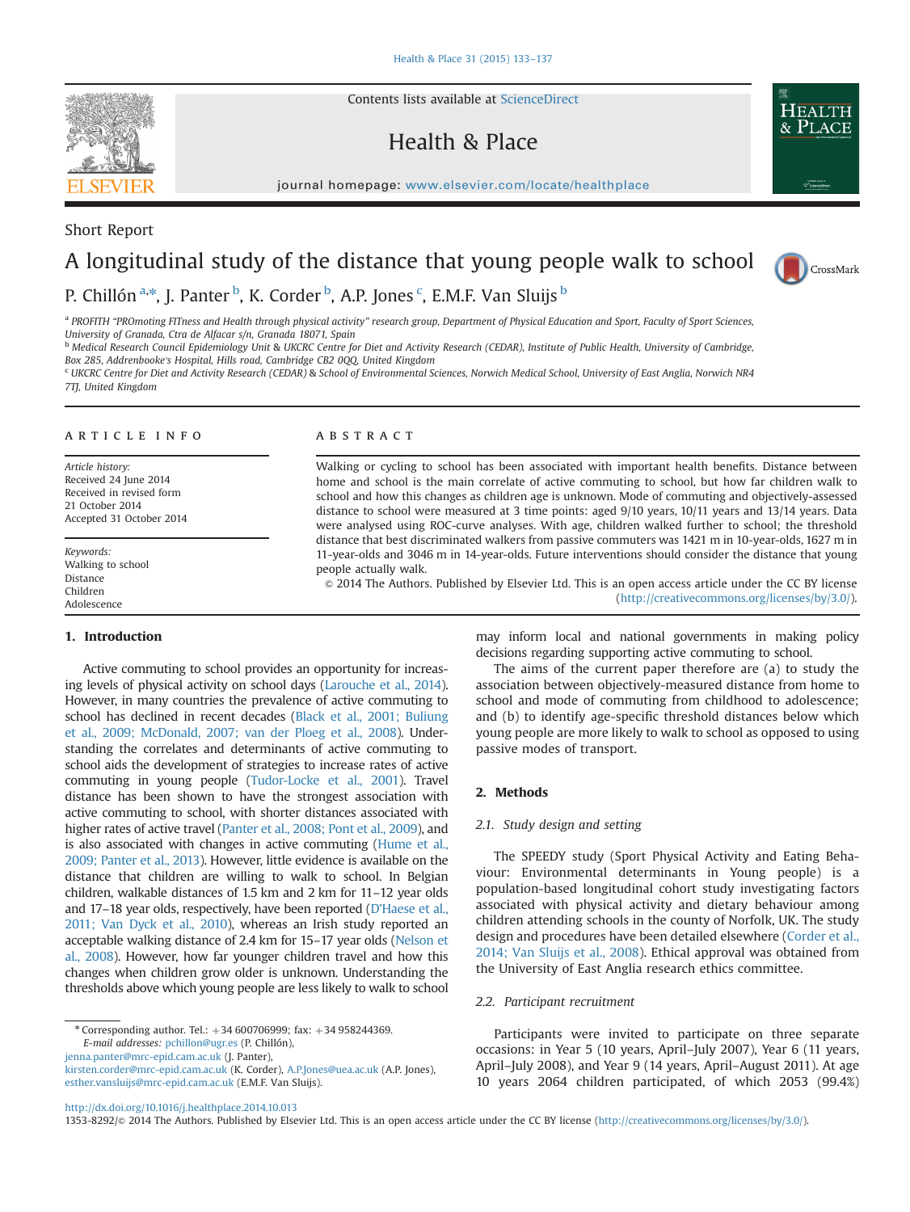Short Report

# A longitudinal study of the distance that young people walk to school

P. Chillón [a,*], J. Panter [b], K. Corder [b], A.P. Jones [c], E.M.F. Van Sluijs [b]

[a] PROFITH "PROmoting FITness and Health through physical activity" research group, Department of Physical Education and Sport, Faculty of Sport Sciences, University of Granada, Ctra de Alfacar s/n, Granada 18071, Spain

[b] Medical Research Council Epidemiology Unit & UKCRC Centre for Diet and Activity Research (CEDAR), Institute of Public Health, University of Cambridge, Box 285, Addenbooke's Hospital, Hills road, Cambridge CB2 0QQ, United Kingdom

[c] UKCRC Centre for Diet and Activity Research (CEDAR) & School of Environmental Sciences, Norwich Medical School, University of East Anglia, Norwich NR4 7TJ, United Kingdom

## ARTICLE INFO

*Article history:*
Received 24 June 2014
Received in revised form
21 October 2014
Accepted 31 October 2014

*Keywords:*
Walking to school
Distance
Children
Adolescence

## ABSTRACT

Walking or cycling to school has been associated with important health benefits. Distance between home and school is the main correlate of active commuting to school, but how far children walk to school and how this changes as children age is unknown. Mode of commuting and objectively-assessed distance to school were measured at 3 time points: aged 9/10 years, 10/11 years and 13/14 years. Data were analysed using ROC-curve analyses. With age, children walked further to school; the threshold distance that best discriminated walkers from passive commuters was 1421 m in 10-year-olds, 1627 m in 11-year-olds and 3046 m in 14-year-olds. Future interventions should consider the distance that young people actually walk.

© 2014 The Authors. Published by Elsevier Ltd. This is an open access article under the CC BY license (http://creativecommons.org/licenses/by/3.0/).

## 1. Introduction

Active commuting to school provides an opportunity for increasing levels of physical activity on school days (Larouche et al., 2014). However, in many countries the prevalence of active commuting to school has declined in recent decades (Black et al., 2001; Buliung et al., 2009; McDonald, 2007; van der Ploeg et al., 2008). Understanding the correlates and determinants of active commuting to school aids the development of strategies to increase rates of active commuting in young people (Tudor-Locke et al., 2001). Travel distance has been shown to have the strongest association with active commuting to school, with shorter distances associated with higher rates of active travel (Panter et al., 2008; Pont et al., 2009), and is also associated with changes in active commuting (Hume et al., 2009; Panter et al., 2013). However, little evidence is available on the distance that children are willing to walk to school. In Belgian children, walkable distances of 1.5 km and 2 km for 11–12 year olds and 17–18 year olds, respectively, have been reported (D'Haese et al., 2011; Van Dyck et al., 2010), whereas an Irish study reported an acceptable walking distance of 2.4 km for 15–17 year olds (Nelson et al., 2008). However, how far younger children travel and how this changes when children grow older is unknown. Understanding the thresholds above which young people are less likely to walk to school may inform local and national governments in making policy decisions regarding supporting active commuting to school.

The aims of the current paper therefore are (a) to study the association between objectively-measured distance from home to school and mode of commuting from childhood to adolescence; and (b) to identify age-specific threshold distances below which young people are more likely to walk to school as opposed to using passive modes of transport.

## 2. Methods

### 2.1. Study design and setting

The SPEEDY study (Sport Physical Activity and Eating Behaviour: Environmental determinants in Young people) is a population-based longitudinal cohort study investigating factors associated with physical activity and dietary behaviour among children attending schools in the county of Norfolk, UK. The study design and procedures have been detailed elsewhere (Corder et al., 2014; Van Sluijs et al., 2008). Ethical approval was obtained from the University of East Anglia research ethics committee.

### 2.2. Participant recruitment

Participants were invited to participate on three separate occasions: in Year 5 (10 years, April–July 2007), Year 6 (11 years, April–July 2008), and Year 9 (14 years, April–August 2011). At age 10 years 2064 children participated, of which 2053 (99.4%)

* Corresponding author. Tel.: +34 600706999; fax: +34 958244369.
*E-mail addresses:* pchillon@ugr.es (P. Chillón), jenna.panter@mrc-epid.cam.ac.uk (J. Panter), kirsten.corder@mrc-epid.cam.ac.uk (K. Corder), A.P.Jones@uea.ac.uk (A.P. Jones), esther.vansluijs@mrc-epid.cam.ac.uk (E.M.F. Van Sluijs).

http://dx.doi.org/10.1016/j.healthplace.2014.10.013
1353-8292/© 2014 The Authors. Published by Elsevier Ltd. This is an open access article under the CC BY license (http://creativecommons.org/licenses/by/3.0/).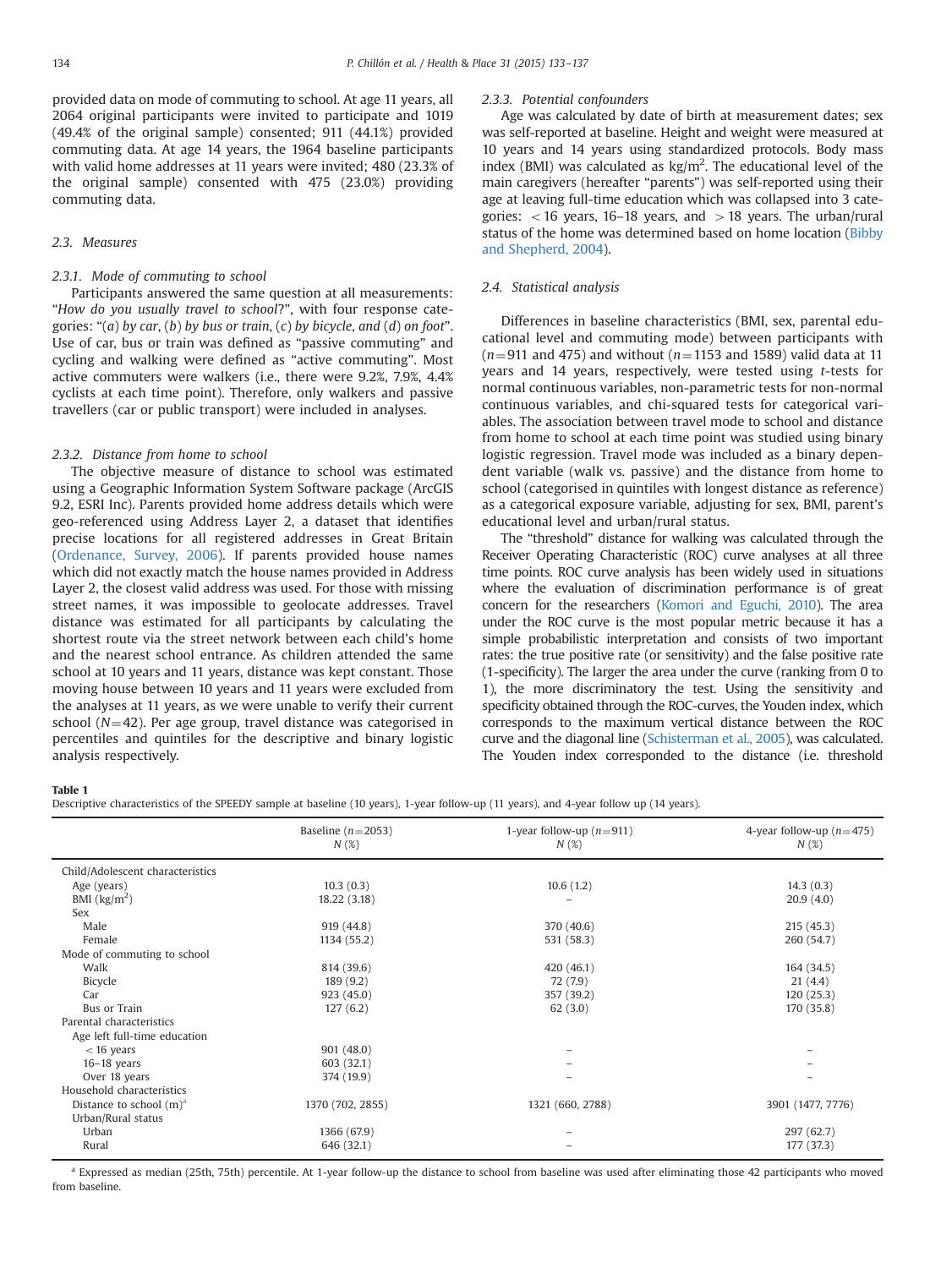provided data on mode of commuting to school. At age 11 years, all 2064 original participants were invited to participate and 1019 (49.4% of the original sample) consented; 911 (44.1%) provided commuting data. At age 14 years, the 1964 baseline participants with valid home addresses at 11 years were invited; 480 (23.3% of the original sample) consented with 475 (23.0%) providing commuting data.

### 2.3. Measures

#### 2.3.1. Mode of commuting to school

Participants answered the same question at all measurements: "*How do you usually travel to school*?", with four response categories: "(*a*) *by car*, (*b*) *by bus or train*, (*c*) *by bicycle*, *and* (*d*) *on foot*". Use of car, bus or train was defined as "passive commuting" and cycling and walking were defined as "active commuting". Most active commuters were walkers (i.e., there were 9.2%, 7.9%, 4.4% cyclists at each time point). Therefore, only walkers and passive travellers (car or public transport) were included in analyses.

#### 2.3.2. Distance from home to school

The objective measure of distance to school was estimated using a Geographic Information System Software package (ArcGIS 9.2, ESRI Inc). Parents provided home address details which were geo-referenced using Address Layer 2, a dataset that identifies precise locations for all registered addresses in Great Britain (Ordenance, Survey, 2006). If parents provided house names which did not exactly match the house names provided in Address Layer 2, the closest valid address was used. For those with missing street names, it was impossible to geolocate addresses. Travel distance was estimated for all participants by calculating the shortest route via the street network between each child's home and the nearest school entrance. As children attended the same school at 10 years and 11 years, distance was kept constant. Those moving house between 10 years and 11 years were excluded from the analyses at 11 years, as we were unable to verify their current school ($N=42$). Per age group, travel distance was categorised in percentiles and quintiles for the descriptive and binary logistic analysis respectively.

#### 2.3.3. Potential confounders

Age was calculated by date of birth at measurement dates; sex was self-reported at baseline. Height and weight were measured at 10 years and 14 years using standardized protocols. Body mass index (BMI) was calculated as kg/m$^2$. The educational level of the main caregivers (hereafter "parents") was self-reported using their age at leaving full-time education which was collapsed into 3 categories: $<16$ years, 16–18 years, and $>18$ years. The urban/rural status of the home was determined based on home location (Bibby and Shepherd, 2004).

### 2.4. Statistical analysis

Differences in baseline characteristics (BMI, sex, parental educational level and commuting mode) between participants with ($n=911$ and 475) and without ($n=1153$ and 1589) valid data at 11 years and 14 years, respectively, were tested using *t*-tests for normal continuous variables, non-parametric tests for non-normal continuous variables, and chi-squared tests for categorical variables. The association between travel mode to school and distance from home to school at each time point was studied using binary logistic regression. Travel mode was included as a binary dependent variable (walk vs. passive) and the distance from home to school (categorised in quintiles with longest distance as reference) as a categorical exposure variable, adjusting for sex, BMI, parent's educational level and urban/rural status.

The "threshold" distance for walking was calculated through the Receiver Operating Characteristic (ROC) curve analyses at all three time points. ROC curve analysis has been widely used in situations where the evaluation of discrimination performance is of great concern for the researchers (Komori and Eguchi, 2010). The area under the ROC curve is the most popular metric because it has a simple probabilistic interpretation and consists of two important rates: the true positive rate (or sensitivity) and the false positive rate (1-specificity). The larger the area under the curve (ranking from 0 to 1), the more discriminatory the test. Using the sensitivity and specificity obtained through the ROC-curves, the Youden index, which corresponds to the maximum vertical distance between the ROC curve and the diagonal line (Schisterman et al., 2005), was calculated. The Youden index corresponded to the distance (i.e. threshold

**Table 1**
Descriptive characteristics of the SPEEDY sample at baseline (10 years), 1-year follow-up (11 years), and 4-year follow up (14 years).

| | Baseline ($n=2053$) N (%) | 1-year follow-up ($n=911$) N (%) | 4-year follow-up ($n=475$) N (%) |
|---|---|---|---|
| Child/Adolescent characteristics | | | |
| Age (years) | 10.3 (0.3) | 10.6 (1.2) | 14.3 (0.3) |
| BMI (kg/m$^2$) | 18.22 (3.18) | – | 20.9 (4.0) |
| Sex | | | |
| Male | 919 (44.8) | 370 (40.6) | 215 (45.3) |
| Female | 1134 (55.2) | 531 (58.3) | 260 (54.7) |
| Mode of commuting to school | | | |
| Walk | 814 (39.6) | 420 (46.1) | 164 (34.5) |
| Bicycle | 189 (9.2) | 72 (7.9) | 21 (4.4) |
| Car | 923 (45.0) | 357 (39.2) | 120 (25.3) |
| Bus or Train | 127 (6.2) | 62 (3.0) | 170 (35.8) |
| Parental characteristics | | | |
| Age left full-time education | | | |
| $<16$ years | 901 (48.0) | – | – |
| 16–18 years | 603 (32.1) | – | – |
| Over 18 years | 374 (19.9) | – | – |
| Household characteristics | | | |
| Distance to school (m)[a] | 1370 (702, 2855) | 1321 (660, 2788) | 3901 (1477, 7776) |
| Urban/Rural status | | | |
| Urban | 1366 (67.9) | – | 297 (62.7) |
| Rural | 646 (32.1) | – | 177 (37.3) |

[a] Expressed as median (25th, 75th) percentile. At 1-year follow-up the distance to school from baseline was used after eliminating those 42 participants who moved from baseline.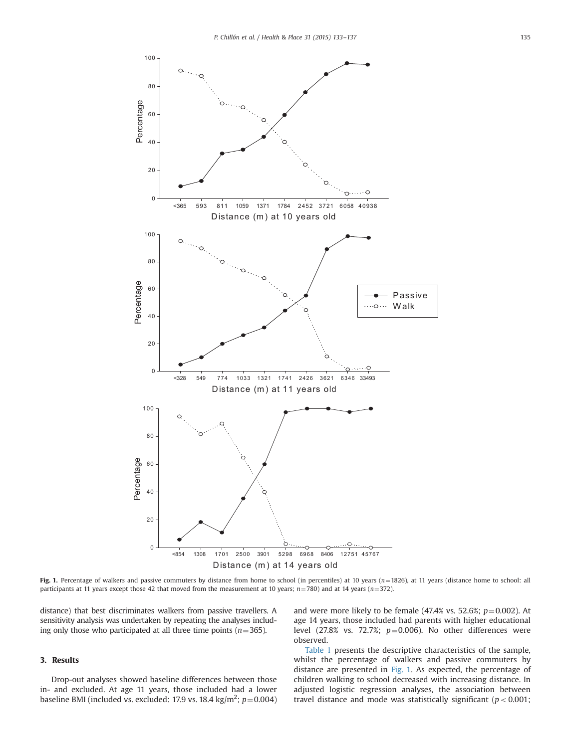**Fig. 1.** Percentage of walkers and passive commuters by distance from home to school (in percentiles) at 10 years ($n=1826$), at 11 years (distance home to school: all participants at 11 years except those 42 that moved from the measurement at 10 years; $n=780$) and at 14 years ($n=372$).

distance) that best discriminates walkers from passive travellers. A sensitivity analysis was undertaken by repeating the analyses including only those who participated at all three time points ($n=365$).

## 3. Results

Drop-out analyses showed baseline differences between those in- and excluded. At age 11 years, those included had a lower baseline BMI (included vs. excluded: 17.9 vs. 18.4 kg/m$^2$; $p=0.004$) and were more likely to be female (47.4% vs. 52.6%; $p=0.002$). At age 14 years, those included had parents with higher educational level (27.8% vs. 72.7%; $p=0.006$). No other differences were observed.

Table 1 presents the descriptive characteristics of the sample, whilst the percentage of walkers and passive commuters by distance are presented in Fig. 1. As expected, the percentage of children walking to school decreased with increasing distance. In adjusted logistic regression analyses, the association between travel distance and mode was statistically significant ($p<0.001$;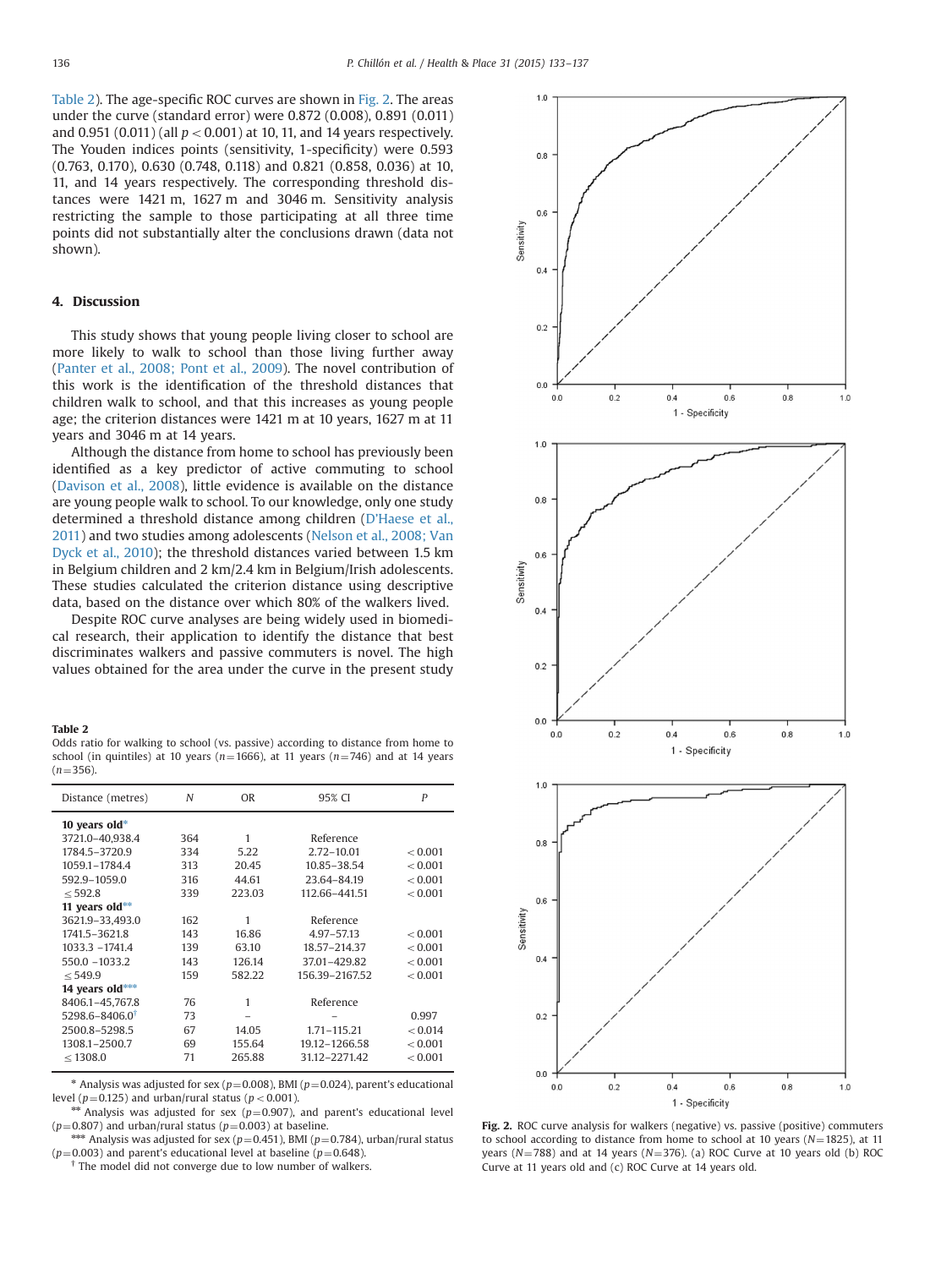Table 2). The age-specific ROC curves are shown in Fig. 2. The areas under the curve (standard error) were 0.872 (0.008), 0.891 (0.011) and 0.951 (0.011) (all $p<0.001$) at 10, 11, and 14 years respectively. The Youden indices points (sensitivity, 1-specificity) were 0.593 (0.763, 0.170), 0.630 (0.748, 0.118) and 0.821 (0.858, 0.036) at 10, 11, and 14 years respectively. The corresponding threshold distances were 1421 m, 1627 m and 3046 m. Sensitivity analysis restricting the sample to those participating at all three time points did not substantially alter the conclusions drawn (data not shown).

## 4. Discussion

This study shows that young people living closer to school are more likely to walk to school than those living further away (Panter et al., 2008; Pont et al., 2009). The novel contribution of this work is the identification of the threshold distances that children walk to school, and that this increases as young people age; the criterion distances were 1421 m at 10 years, 1627 m at 11 years and 3046 m at 14 years.

Although the distance from home to school has previously been identified as a key predictor of active commuting to school (Davison et al., 2008), little evidence is available on the distance are young people walk to school. To our knowledge, only one study determined a threshold distance among children (D'Haese et al., 2011) and two studies among adolescents (Nelson et al., 2008; Van Dyck et al., 2010); the threshold distances varied between 1.5 km in Belgium children and 2 km/2.4 km in Belgium/Irish adolescents. These studies calculated the criterion distance using descriptive data, based on the distance over which 80% of the walkers lived.

Despite ROC curve analyses are being widely used in biomedical research, their application to identify the distance that best discriminates walkers and passive commuters is novel. The high values obtained for the area under the curve in the present study

**Table 2**
Odds ratio for walking to school (vs. passive) according to distance from home to school (in quintiles) at 10 years ($n=1666$), at 11 years ($n=746$) and at 14 years ($n=356$).

| Distance (metres) | N | OR | 95% CI | P |
|---|---|---|---|---|
| **10 years old*** | | | | |
| 3721.0–40,938.4 | 364 | 1 | Reference | |
| 1784.5–3720.9 | 334 | 5.22 | 2.72–10.01 | < 0.001 |
| 1059.1–1784.4 | 313 | 20.45 | 10.85–38.54 | < 0.001 |
| 592.9–1059.0 | 316 | 44.61 | 23.64–84.19 | < 0.001 |
| ≤ 592.8 | 339 | 223.03 | 112.66–441.51 | < 0.001 |
| **11 years old**** | | | | |
| 3621.9–33,493.0 | 162 | 1 | Reference | |
| 1741.5–3621.8 | 143 | 16.86 | 4.97–57.13 | < 0.001 |
| 1033.3 –1741.4 | 139 | 63.10 | 18.57–214.37 | < 0.001 |
| 550.0 –1033.2 | 143 | 126.14 | 37.01–429.82 | < 0.001 |
| ≤ 549.9 | 159 | 582.22 | 156.39–2167.52 | < 0.001 |
| **14 years old***** | | | | |
| 8406.1–45,767.8 | 76 | 1 | Reference | |
| 5298.6–8406.0† | 73 | – | – | 0.997 |
| 2500.8–5298.5 | 67 | 14.05 | 1.71–115.21 | < 0.014 |
| 1308.1–2500.7 | 69 | 155.64 | 19.12–1266.58 | < 0.001 |
| ≤ 1308.0 | 71 | 265.88 | 31.12–2271.42 | < 0.001 |

\* Analysis was adjusted for sex ($p=0.008$), BMI ($p=0.024$), parent's educational level ($p=0.125$) and urban/rural status ($p<0.001$).

\** Analysis was adjusted for sex ($p=0.907$), and parent's educational level ($p=0.807$) and urban/rural status ($p=0.003$) at baseline.

\*** Analysis was adjusted for sex ($p=0.451$), BMI ($p=0.784$), urban/rural status ($p=0.003$) and parent's educational level at baseline ($p=0.648$).

† The model did not converge due to low number of walkers.

**Fig. 2.** ROC curve analysis for walkers (negative) vs. passive (positive) commuters to school according to distance from home to school at 10 years ($N=1825$), at 11 years ($N=788$) and at 14 years ($N=376$). (a) ROC Curve at 10 years old (b) ROC Curve at 11 years old and (c) ROC Curve at 14 years old.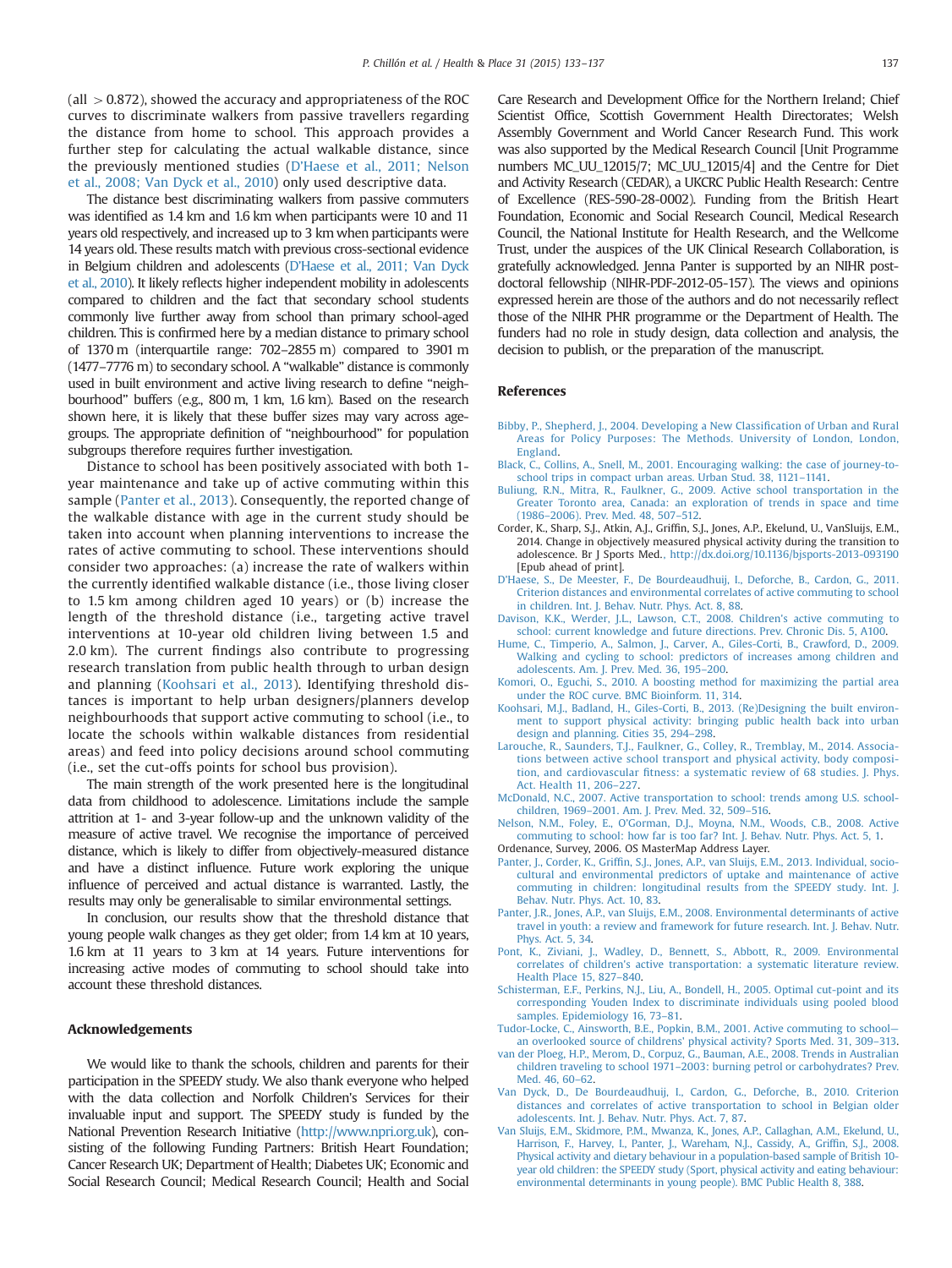(all > 0.872), showed the accuracy and appropriateness of the ROC curves to discriminate walkers from passive travellers regarding the distance from home to school. This approach provides a further step for calculating the actual walkable distance, since the previously mentioned studies (D'Haese et al., 2011; Nelson et al., 2008; Van Dyck et al., 2010) only used descriptive data.

The distance best discriminating walkers from passive commuters was identified as 1.4 km and 1.6 km when participants were 10 and 11 years old respectively, and increased up to 3 km when participants were 14 years old. These results match with previous cross-sectional evidence in Belgium children and adolescents (D'Haese et al., 2011; Van Dyck et al., 2010). It likely reflects higher independent mobility in adolescents compared to children and the fact that secondary school students commonly live further away from school than primary school-aged children. This is confirmed here by a median distance to primary school of 1370 m (interquartile range: 702–2855 m) compared to 3901 m (1477–7776 m) to secondary school. A "walkable" distance is commonly used in built environment and active living research to define "neighbourhood" buffers (e.g., 800 m, 1 km, 1.6 km). Based on the research shown here, it is likely that these buffer sizes may vary across age-groups. The appropriate definition of "neighbourhood" for population subgroups therefore requires further investigation.

Distance to school has been positively associated with both 1-year maintenance and take up of active commuting within this sample (Panter et al., 2013). Consequently, the reported change of the walkable distance with age in the current study should be taken into account when planning interventions to increase the rates of active commuting to school. These interventions should consider two approaches: (a) increase the rate of walkers within the currently identified walkable distance (i.e., those living closer to 1.5 km among children aged 10 years) or (b) increase the length of the threshold distance (i.e., targeting active travel interventions at 10-year old children living between 1.5 and 2.0 km). The current findings also contribute to progressing research translation from public health through to urban design and planning (Koohsari et al., 2013). Identifying threshold distances is important to help urban designers/planners develop neighbourhoods that support active commuting to school (i.e., to locate the schools within walkable distances from residential areas) and feed into policy decisions around school commuting (i.e., set the cut-offs points for school bus provision).

The main strength of the work presented here is the longitudinal data from childhood to adolescence. Limitations include the sample attrition at 1- and 3-year follow-up and the unknown validity of the measure of active travel. We recognise the importance of perceived distance, which is likely to differ from objectively-measured distance and have a distinct influence. Future work exploring the unique influence of perceived and actual distance is warranted. Lastly, the results may only be generalisable to similar environmental settings.

In conclusion, our results show that the threshold distance that young people walk changes as they get older; from 1.4 km at 10 years, 1.6 km at 11 years to 3 km at 14 years. Future interventions for increasing active modes of commuting to school should take into account these threshold distances.

## Acknowledgements

We would like to thank the schools, children and parents for their participation in the SPEEDY study. We also thank everyone who helped with the data collection and Norfolk Children's Services for their invaluable input and support. The SPEEDY study is funded by the National Prevention Research Initiative (http://www.npri.org.uk), consisting of the following Funding Partners: British Heart Foundation; Cancer Research UK; Department of Health; Diabetes UK; Economic and Social Research Council; Medical Research Council; Health and Social Care Research and Development Office for the Northern Ireland; Chief Scientist Office, Scottish Government Health Directorates; Welsh Assembly Government and World Cancer Research Fund. This work was also supported by the Medical Research Council [Unit Programme numbers MC_UU_12015/7; MC_UU_12015/4] and the Centre for Diet and Activity Research (CEDAR), a UKCRC Public Health Research: Centre of Excellence (RES-590-28-0002). Funding from the British Heart Foundation, Economic and Social Research Council, Medical Research Council, the National Institute for Health Research, and the Wellcome Trust, under the auspices of the UK Clinical Research Collaboration, is gratefully acknowledged. Jenna Panter is supported by an NIHR post-doctoral fellowship (NIHR-PDF-2012-05-157). The views and opinions expressed herein are those of the authors and do not necessarily reflect those of the NIHR PHR programme or the Department of Health. The funders had no role in study design, data collection and analysis, the decision to publish, or the preparation of the manuscript.

## References

Bibby, P., Shepherd, J., 2004. Developing a New Classification of Urban and Rural Areas for Policy Purposes: The Methods. University of London, London, England.

Black, C., Collins, A., Snell, M., 2001. Encouraging walking: the case of journey-to-school trips in compact urban areas. Urban Stud. 38, 1121–1141.

Buliung, R.N., Mitra, R., Faulkner, G., 2009. Active school transportation in the Greater Toronto area, Canada: an exploration of trends in space and time (1986–2006). Prev. Med. 48, 507–512.

Corder, K., Sharp, S.J., Atkin, A.J., Griffin, S.J., Jones, A.P., Ekelund, U., VanSluijs, E.M., 2014. Change in objectively measured physical activity during the transition to adolescence. Br J Sports Med., http://dx.doi.org/10.1136/bjsports-2013-093190 [Epub ahead of print].

D'Haese, S., De Meester, F., De Bourdeaudhuij, I., Deforche, B., Cardon, G., 2011. Criterion distances and environmental correlates of active commuting to school in children. Int. J. Behav. Nutr. Phys. Act. 8, 88.

Davison, K.K., Werder, J.L., Lawson, C.T., 2008. Children's active commuting to school: current knowledge and future directions. Prev. Chronic Dis. 5, A100.

Hume, C., Timperio, A., Salmon, J., Carver, A., Giles-Corti, B., Crawford, D., 2009. Walking and cycling to school: predictors of increases among children and adolescents. Am. J. Prev. Med. 36, 195–200.

Komori, O., Eguchi, S., 2010. A boosting method for maximizing the partial area under the ROC curve. BMC Bioinform. 11, 314.

Koohsari, M.J., Badland, H., Giles-Corti, B., 2013. (Re)Designing the built environment to support physical activity: bringing public health back into urban design and planning. Cities 35, 294–298.

Larouche, R., Saunders, T.J., Faulkner, G., Colley, R., Tremblay, M., 2014. Associations between active school transport and physical activity, body composition, and cardiovascular fitness: a systematic review of 68 studies. J. Phys. Act. Health 11, 206–227.

McDonald, N.C., 2007. Active transportation to school: trends among U.S. schoolchildren, 1969–2001. Am. J. Prev. Med. 32, 509–516.

Nelson, N.M., Foley, E., O'Gorman, D.J., Moyna, N.M., Woods, C.B., 2008. Active commuting to school: how far is too far? Int. J. Behav. Nutr. Phys. Act. 5, 1.

Ordenance, Survey, 2006. OS MasterMap Address Layer.

Panter, J., Corder, K., Griffin, S.J., Jones, A.P., van Sluijs, E.M., 2013. Individual, sociocultural and environmental predictors of uptake and maintenance of active commuting in children: longitudinal results from the SPEEDY study. Int. J. Behav. Nutr. Phys. Act. 10, 83.

Panter, J.R., Jones, A.P., van Sluijs, E.M., 2008. Environmental determinants of active travel in youth: a review and framework for future research. Int. J. Behav. Nutr. Phys. Act. 5, 34.

Pont, K., Ziviani, J., Wadley, D., Bennett, S., Abbott, R., 2009. Environmental correlates of children's active transportation: a systematic literature review. Health Place 15, 827–840.

Schisterman, E.F., Perkins, N.J., Liu, A., Bondell, H., 2005. Optimal cut-point and its corresponding Youden Index to discriminate individuals using pooled blood samples. Epidemiology 16, 73–81.

Tudor-Locke, C., Ainsworth, B.E., Popkin, B.M., 2001. Active commuting to school—an overlooked source of childrens' physical activity? Sports Med. 31, 309–313.

van der Ploeg, H.P., Merom, D., Corpuz, G., Bauman, A.E., 2008. Trends in Australian children traveling to school 1971–2003: burning petrol or carbohydrates? Prev. Med. 46, 60–62.

Van Dyck, D., De Bourdeaudhuij, I., Cardon, G., Deforche, B., 2010. Criterion distances and correlates of active transportation to school in Belgian older adolescents. Int. J. Behav. Nutr. Phys. Act. 7, 87.

Van Sluijs, E.M., Skidmore, P.M., Mwanza, K., Jones, A.P., Callaghan, A.M., Ekelund, U., Harrison, F., Harvey, I., Panter, J., Wareham, N.J., Cassidy, A., Griffin, S.J., 2008. Physical activity and dietary behaviour in a population-based sample of British 10-year old children: the SPEEDY study (Sport, physical activity and eating behaviour: environmental determinants in young people). BMC Public Health 8, 388.